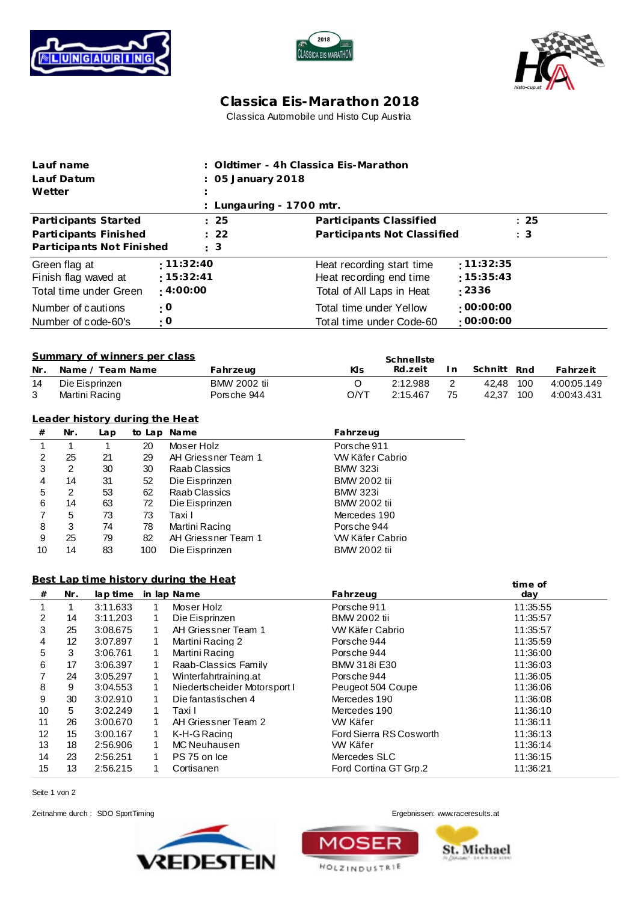# Classica Eis-Marathon 2018

Classica Automobile und Histo Cup Austria

| | | | |
|---|---|---|---|
| **Lauf name** | **: Oldtimer - 4h Classica Eis-Marathon** | | |
| **Lauf Datum** | **: 05 January 2018** | | |
| **Wetter** | **:** | | |
| | **: Lungauring - 1700 mtr.** | | |
| **Participants Started** | **: 25** | **Participants Classified** | **: 25** |
| **Participants Finished** | **: 22** | **Participants Not Classified** | **: 3** |
| **Participants Not Finished** | **: 3** | | |
| Green flag at | **: 11:32:40** | Heat recording start time | **: 11:32:35** |
| Finish flag waved at | **: 15:32:41** | Heat recording end time | **: 15:35:43** |
| Total time under Green | **: 4:00:00** | Total of All Laps in Heat | **: 2336** |
| Number of cautions | **: 0** | Total time under Yellow | **: 00:00:00** |
| Number of code-60's | **: 0** | Total time under Code-60 | **: 00:00:00** |

## Summary of winners per class

| Nr. | Name / Team Name | Fahrzeug | Kls | Schnellste Rd.zeit | In | Schnitt | Rnd | Fahrzeit |
|---|---|---|---|---|---|---|---|---|
| 14 | Die Eisprinzen | BMW 2002 tii | O | 2:12.988 | 2 | 42,48 | 100 | 4:00:05.149 |
| 3 | Martini Racing | Porsche 944 | O/YT | 2:15.467 | 75 | 42,37 | 100 | 4:00:43.431 |

## Leader history during the Heat

| # | Nr. | Lap | to Lap | Name | Fahrzeug |
|---|---|---|---|---|---|
| 1 | 1 | 1 | 20 | Moser Holz | Porsche 911 |
| 2 | 25 | 21 | 29 | AH Griessner Team 1 | VW Käfer Cabrio |
| 3 | 2 | 30 | 30 | Raab Classics | BMW 323i |
| 4 | 14 | 31 | 52 | Die Eisprinzen | BMW 2002 tii |
| 5 | 2 | 53 | 62 | Raab Classics | BMW 323i |
| 6 | 14 | 63 | 72 | Die Eisprinzen | BMW 2002 tii |
| 7 | 5 | 73 | 73 | Taxi I | Mercedes 190 |
| 8 | 3 | 74 | 78 | Martini Racing | Porsche 944 |
| 9 | 25 | 79 | 82 | AH Griessner Team 1 | VW Käfer Cabrio |
| 10 | 14 | 83 | 100 | Die Eisprinzen | BMW 2002 tii |

## Best Lap time history during the Heat

| # | Nr. | lap time | in lap | Name | Fahrzeug | time of day |
|---|---|---|---|---|---|---|
| 1 | 1 | 3:11.633 | 1 | Moser Holz | Porsche 911 | 11:35:55 |
| 2 | 14 | 3:11.203 | 1 | Die Eisprinzen | BMW 2002 tii | 11:35:57 |
| 3 | 25 | 3:08.675 | 1 | AH Griessner Team 1 | VW Käfer Cabrio | 11:35:57 |
| 4 | 12 | 3:07.897 | 1 | Martini Racing 2 | Porsche 944 | 11:35:59 |
| 5 | 3 | 3:06.761 | 1 | Martini Racing | Porsche 944 | 11:36:00 |
| 6 | 17 | 3:06.397 | 1 | Raab-Classics Family | BMW 318i E30 | 11:36:03 |
| 7 | 24 | 3:05.297 | 1 | Winterfahrtraining.at | Porsche 944 | 11:36:05 |
| 8 | 9 | 3:04.553 | 1 | Niedertscheider Motorsport I | Peugeot 504 Coupe | 11:36:06 |
| 9 | 30 | 3:02.910 | 1 | Die fantastischen 4 | Mercedes 190 | 11:36:08 |
| 10 | 5 | 3:02.249 | 1 | Taxi I | Mercedes 190 | 11:36:10 |
| 11 | 26 | 3:00.670 | 1 | AH Griessner Team 2 | VW Käfer | 11:36:11 |
| 12 | 15 | 3:00.167 | 1 | K-H-G Racing | Ford Sierra RS Cosworth | 11:36:13 |
| 13 | 18 | 2:56.906 | 1 | MC Neuhausen | VW Käfer | 11:36:14 |
| 14 | 23 | 2:56.251 | 1 | PS 75 on Ice | Mercedes SLC | 11:36:15 |
| 15 | 13 | 2:56.215 | 1 | Cortisanen | Ford Cortina GT Grp.2 | 11:36:21 |

Zeitnahme durch : SDO SportTiming

Ergebnissen: www.raceresults.at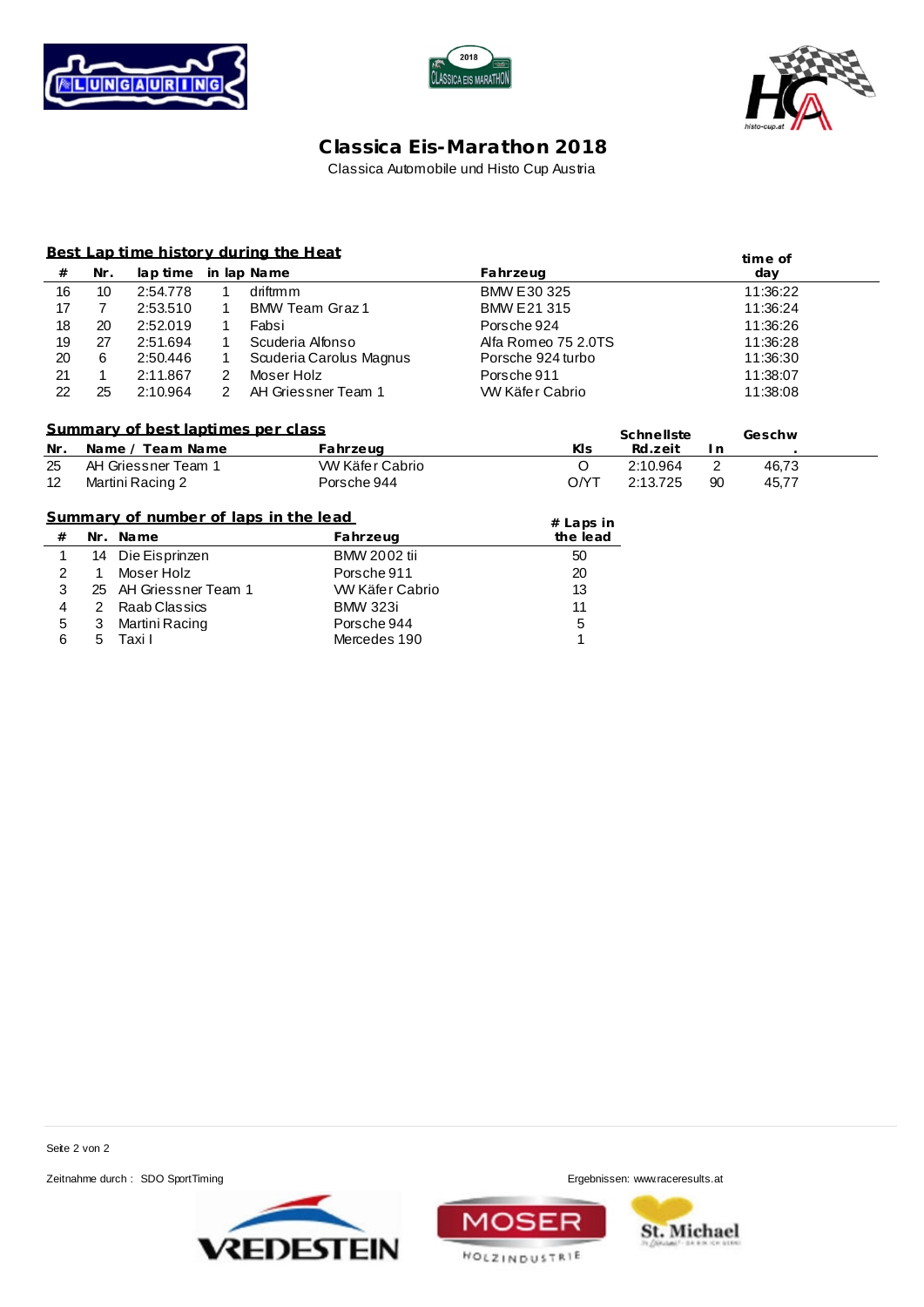# Classica Eis-Marathon 2018

Classica Automobile und Histo Cup Austria

## Best Lap time history during the Heat

| # | Nr. | lap time | in lap | Name | Fahrzeug | time of day |
|---|---|---|---|---|---|---|
| 16 | 10 | 2:54.778 | 1 | driftmm | BMW E30 325 | 11:36:22 |
| 17 | 7 | 2:53.510 | 1 | BMW Team Graz 1 | BMW E21 315 | 11:36:24 |
| 18 | 20 | 2:52.019 | 1 | Fabsi | Porsche 924 | 11:36:26 |
| 19 | 27 | 2:51.694 | 1 | Scuderia Alfonso | Alfa Romeo 75 2.0TS | 11:36:28 |
| 20 | 6 | 2:50.446 | 1 | Scuderia Carolus Magnus | Porsche 924 turbo | 11:36:30 |
| 21 | 1 | 2:11.867 | 2 | Moser Holz | Porsche 911 | 11:38:07 |
| 22 | 25 | 2:10.964 | 2 | AH Griessner Team 1 | VW Käfer Cabrio | 11:38:08 |

## Summary of best laptimes per class

| Nr. | Name / Team Name | Fahrzeug | Kls | Schnellste Rd.zeit | In | Geschw. |
|---|---|---|---|---|---|---|
| 25 | AH Griessner Team 1 | VW Käfer Cabrio | O | 2:10.964 | 2 | 46,73 |
| 12 | Martini Racing 2 | Porsche 944 | O/YT | 2:13.725 | 90 | 45,77 |

## Summary of number of laps in the lead

| # | Nr. | Name | Fahrzeug | # Laps in the lead |
|---|---|---|---|---|
| 1 | 14 | Die Eisprinzen | BMW 2002 tii | 50 |
| 2 | 1 | Moser Holz | Porsche 911 | 20 |
| 3 | 25 | AH Griessner Team 1 | VW Käfer Cabrio | 13 |
| 4 | 2 | Raab Classics | BMW 323i | 11 |
| 5 | 3 | Martini Racing | Porsche 944 | 5 |
| 6 | 5 | Taxi I | Mercedes 190 | 1 |

Zeitnahme durch : SDO SportTiming

Ergebnissen: www.raceresults.at